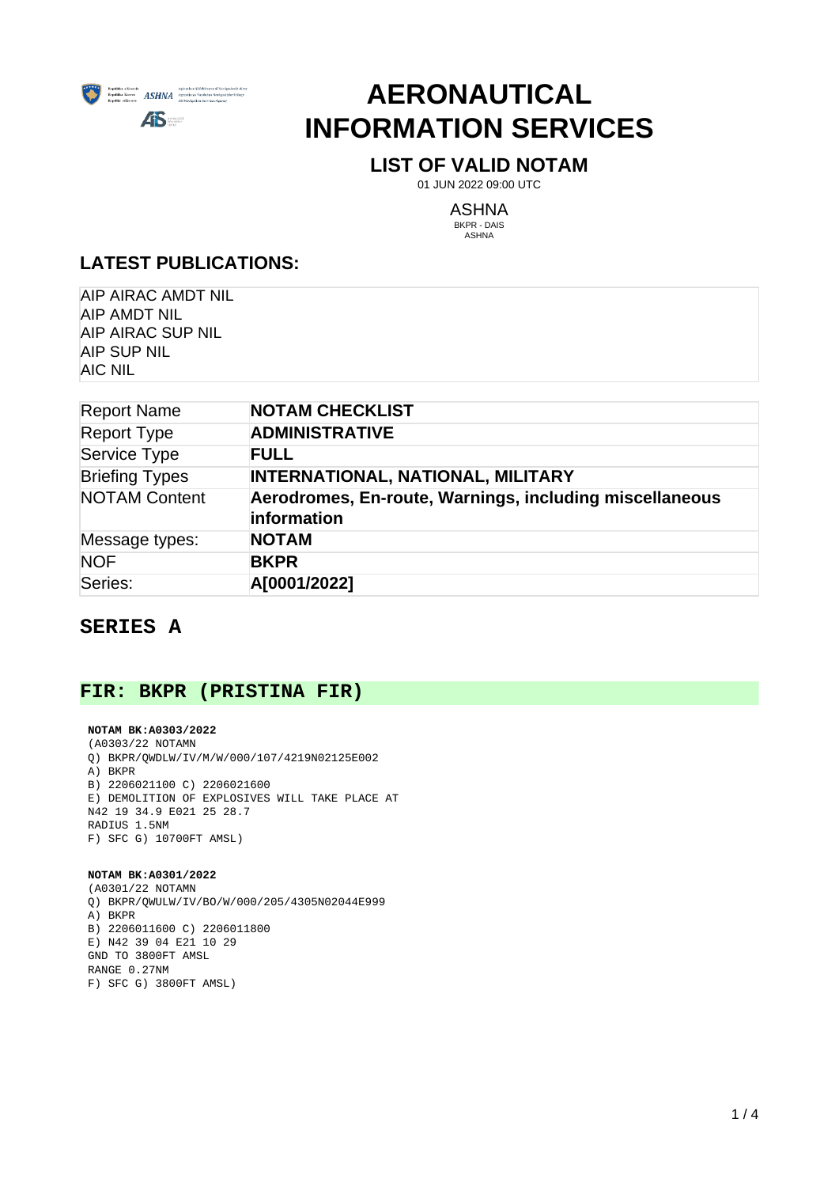# AERONAUTICAL INFORMATION SERVICES

## LIST OF VALID NOTAM

01 JUN 2022 09:00 UTC

ASHNA
BKPR - DAIS
ASHNA

## LATEST PUBLICATIONS:

AIP AIRAC AMDT NIL
AIP AMDT NIL
AIP AIRAC SUP NIL
AIP SUP NIL
AIC NIL

| Report Name | **NOTAM CHECKLIST** |
|---|---|
| Report Type | **ADMINISTRATIVE** |
| Service Type | **FULL** |
| Briefing Types | **INTERNATIONAL, NATIONAL, MILITARY** |
| NOTAM Content | **Aerodromes, En-route, Warnings, including miscellaneous information** |
| Message types: | **NOTAM** |
| NOF | **BKPR** |
| Series: | **A[0001/2022]** |

## SERIES A

### FIR: BKPR (PRISTINA FIR)

**NOTAM BK:A0303/2022**

```
(A0303/22 NOTAMN
Q) BKPR/QWDLW/IV/M/W/000/107/4219N02125E002
A) BKPR
B) 2206021100 C) 2206021600
E) DEMOLITION OF EXPLOSIVES WILL TAKE PLACE AT
N42 19 34.9 E021 25 28.7
RADIUS 1.5NM
F) SFC G) 10700FT AMSL)
```

**NOTAM BK:A0301/2022**

```
(A0301/22 NOTAMN
Q) BKPR/QWULW/IV/BO/W/000/205/4305N02044E999
A) BKPR
B) 2206011600 C) 2206011800
E) N42 39 04 E21 10 29
GND TO 3800FT AMSL
RANGE 0.27NM
F) SFC G) 3800FT AMSL)
```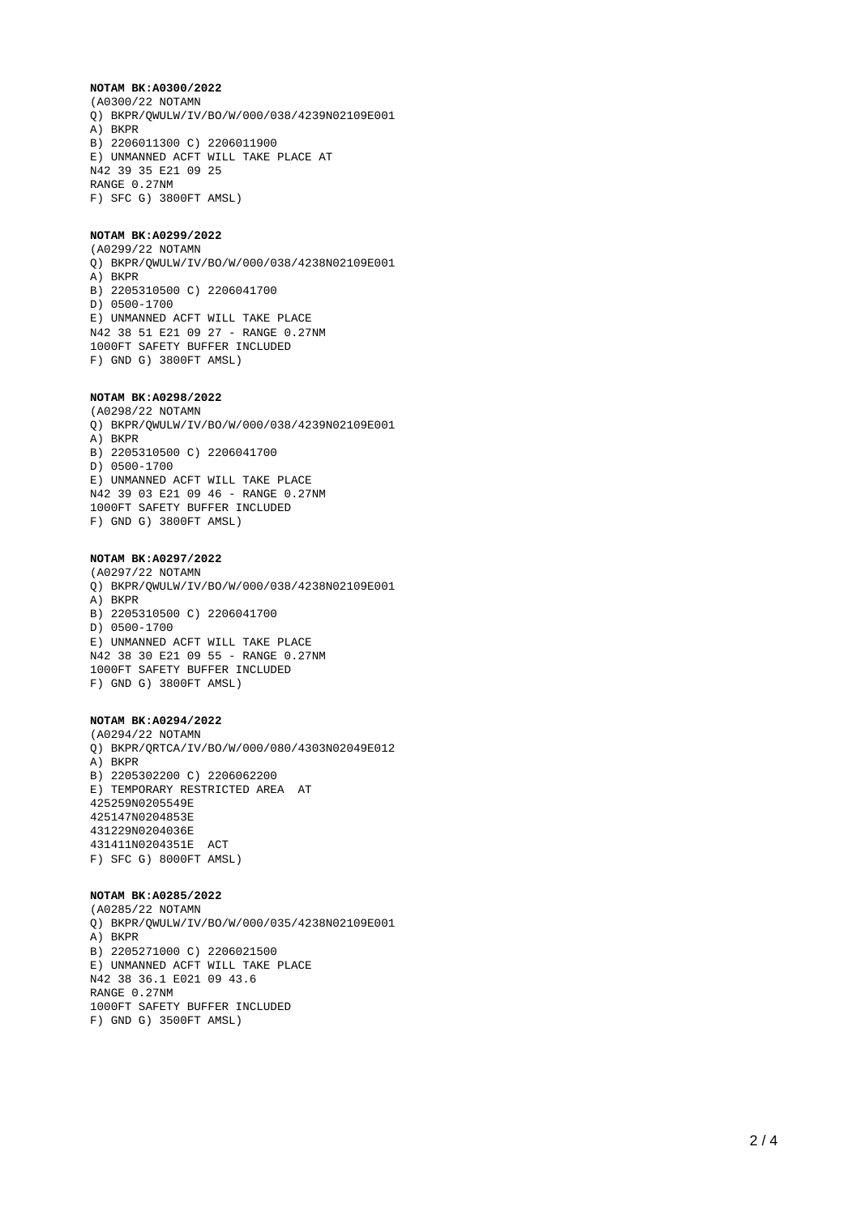**NOTAM BK:A0300/2022**

```
(A0300/22 NOTAMN
Q) BKPR/QWULW/IV/BO/W/000/038/4239N02109E001
A) BKPR
B) 2206011300 C) 2206011900
E) UNMANNED ACFT WILL TAKE PLACE AT
N42 39 35 E21 09 25
RANGE 0.27NM
F) SFC G) 3800FT AMSL)
```

**NOTAM BK:A0299/2022**

```
(A0299/22 NOTAMN
Q) BKPR/QWULW/IV/BO/W/000/038/4238N02109E001
A) BKPR
B) 2205310500 C) 2206041700
D) 0500-1700
E) UNMANNED ACFT WILL TAKE PLACE
N42 38 51 E21 09 27 - RANGE 0.27NM
1000FT SAFETY BUFFER INCLUDED
F) GND G) 3800FT AMSL)
```

**NOTAM BK:A0298/2022**

```
(A0298/22 NOTAMN
Q) BKPR/QWULW/IV/BO/W/000/038/4239N02109E001
A) BKPR
B) 2205310500 C) 2206041700
D) 0500-1700
E) UNMANNED ACFT WILL TAKE PLACE
N42 39 03 E21 09 46 - RANGE 0.27NM
1000FT SAFETY BUFFER INCLUDED
F) GND G) 3800FT AMSL)
```

**NOTAM BK:A0297/2022**

```
(A0297/22 NOTAMN
Q) BKPR/QWULW/IV/BO/W/000/038/4238N02109E001
A) BKPR
B) 2205310500 C) 2206041700
D) 0500-1700
E) UNMANNED ACFT WILL TAKE PLACE
N42 38 30 E21 09 55 - RANGE 0.27NM
1000FT SAFETY BUFFER INCLUDED
F) GND G) 3800FT AMSL)
```

**NOTAM BK:A0294/2022**

```
(A0294/22 NOTAMN
Q) BKPR/QRTCA/IV/BO/W/000/080/4303N02049E012
A) BKPR
B) 2205302200 C) 2206062200
E) TEMPORARY RESTRICTED AREA  AT
425259N0205549E
425147N0204853E
431229N0204036E
431411N0204351E  ACT
F) SFC G) 8000FT AMSL)
```

**NOTAM BK:A0285/2022**

```
(A0285/22 NOTAMN
Q) BKPR/QWULW/IV/BO/W/000/035/4238N02109E001
A) BKPR
B) 2205271000 C) 2206021500
E) UNMANNED ACFT WILL TAKE PLACE
N42 38 36.1 E021 09 43.6
RANGE 0.27NM
1000FT SAFETY BUFFER INCLUDED
F) GND G) 3500FT AMSL)
```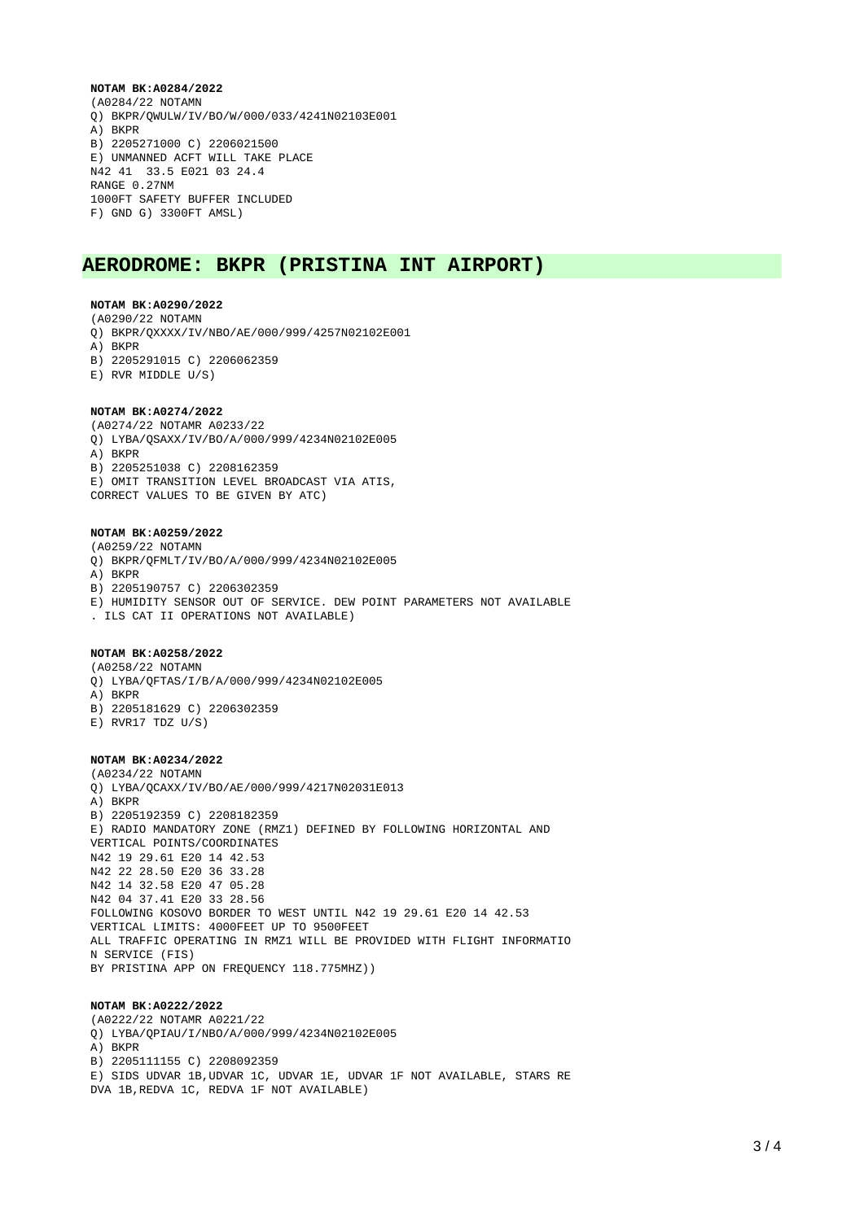**NOTAM BK:A0284/2022**

```
(A0284/22 NOTAMN
Q) BKPR/QWULW/IV/BO/W/000/033/4241N02103E001
A) BKPR
B) 2205271000 C) 2206021500
E) UNMANNED ACFT WILL TAKE PLACE
N42 41  33.5 E021 03 24.4
RANGE 0.27NM
1000FT SAFETY BUFFER INCLUDED
F) GND G) 3300FT AMSL)
```

## AERODROME: BKPR (PRISTINA INT AIRPORT)

**NOTAM BK:A0290/2022**

```
(A0290/22 NOTAMN
Q) BKPR/QXXXX/IV/NBO/AE/000/999/4257N02102E001
A) BKPR
B) 2205291015 C) 2206062359
E) RVR MIDDLE U/S)
```

**NOTAM BK:A0274/2022**

```
(A0274/22 NOTAMR A0233/22
Q) LYBA/QSAXX/IV/BO/A/000/999/4234N02102E005
A) BKPR
B) 2205251038 C) 2208162359
E) OMIT TRANSITION LEVEL BROADCAST VIA ATIS,
CORRECT VALUES TO BE GIVEN BY ATC)
```

**NOTAM BK:A0259/2022**

```
(A0259/22 NOTAMN
Q) BKPR/QFMLT/IV/BO/A/000/999/4234N02102E005
A) BKPR
B) 2205190757 C) 2206302359
E) HUMIDITY SENSOR OUT OF SERVICE. DEW POINT PARAMETERS NOT AVAILABLE
. ILS CAT II OPERATIONS NOT AVAILABLE)
```

**NOTAM BK:A0258/2022**

```
(A0258/22 NOTAMN
Q) LYBA/QFTAS/I/B/A/000/999/4234N02102E005
A) BKPR
B) 2205181629 C) 2206302359
E) RVR17 TDZ U/S)
```

**NOTAM BK:A0234/2022**

```
(A0234/22 NOTAMN
Q) LYBA/QCAXX/IV/BO/AE/000/999/4217N02031E013
A) BKPR
B) 2205192359 C) 2208182359
E) RADIO MANDATORY ZONE (RMZ1) DEFINED BY FOLLOWING HORIZONTAL AND
VERTICAL POINTS/COORDINATES
N42 19 29.61 E20 14 42.53
N42 22 28.50 E20 36 33.28
N42 14 32.58 E20 47 05.28
N42 04 37.41 E20 33 28.56
FOLLOWING KOSOVO BORDER TO WEST UNTIL N42 19 29.61 E20 14 42.53
VERTICAL LIMITS: 4000FEET UP TO 9500FEET
ALL TRAFFIC OPERATING IN RMZ1 WILL BE PROVIDED WITH FLIGHT INFORMATIO
N SERVICE (FIS)
BY PRISTINA APP ON FREQUENCY 118.775MHZ))
```

**NOTAM BK:A0222/2022**

```
(A0222/22 NOTAMR A0221/22
Q) LYBA/QPIAU/I/NBO/A/000/999/4234N02102E005
A) BKPR
B) 2205111155 C) 2208092359
E) SIDS UDVAR 1B,UDVAR 1C, UDVAR 1E, UDVAR 1F NOT AVAILABLE, STARS RE
DVA 1B,REDVA 1C, REDVA 1F NOT AVAILABLE)
```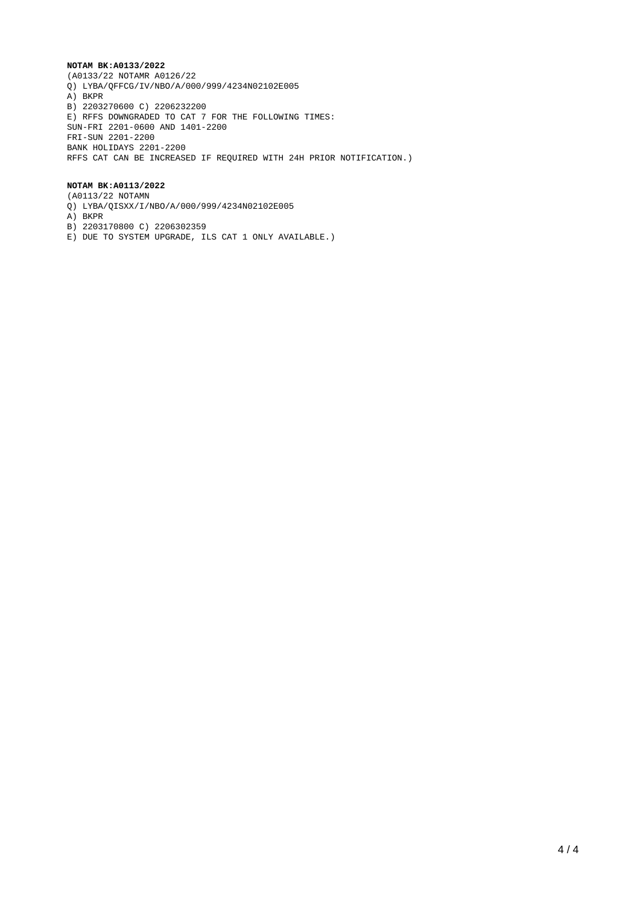**NOTAM BK:A0133/2022**

(A0133/22 NOTAMR A0126/22
Q) LYBA/QFFCG/IV/NBO/A/000/999/4234N02102E005
A) BKPR
B) 2203270600 C) 2206232200
E) RFFS DOWNGRADED TO CAT 7 FOR THE FOLLOWING TIMES:
SUN-FRI 2201-0600 AND 1401-2200
FRI-SUN 2201-2200
BANK HOLIDAYS 2201-2200
RFFS CAT CAN BE INCREASED IF REQUIRED WITH 24H PRIOR NOTIFICATION.)

**NOTAM BK:A0113/2022**

(A0113/22 NOTAMN
Q) LYBA/QISXX/I/NBO/A/000/999/4234N02102E005
A) BKPR
B) 2203170800 C) 2206302359
E) DUE TO SYSTEM UPGRADE, ILS CAT 1 ONLY AVAILABLE.)